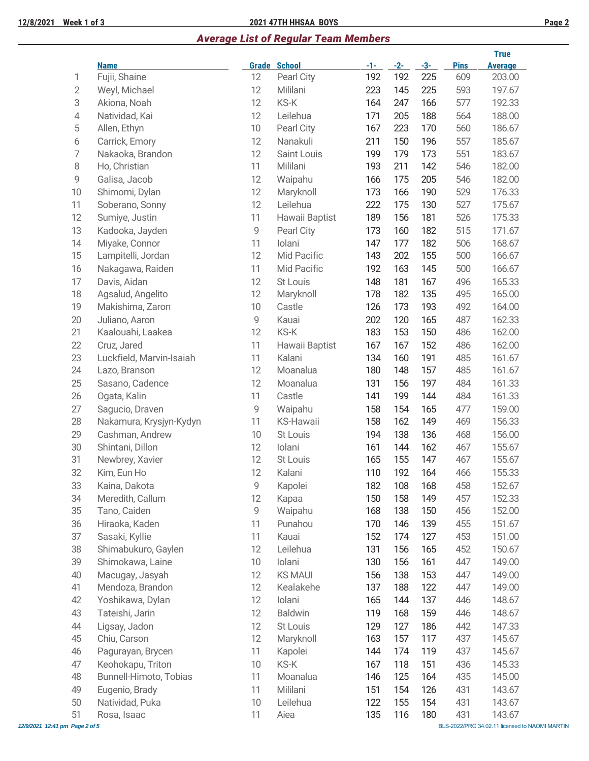## *Average List of Regular Team Members*

| | Name | Grade | School | -1- | -2- | -3- | Pins | True Average |
|---|---|---|---|---|---|---|---|---|
| 1 | Fujii, Shaine | 12 | Pearl City | 192 | 192 | 225 | 609 | 203.00 |
| 2 | Weyl, Michael | 12 | Mililani | 223 | 145 | 225 | 593 | 197.67 |
| 3 | Akiona, Noah | 12 | KS-K | 164 | 247 | 166 | 577 | 192.33 |
| 4 | Natividad, Kai | 12 | Leilehua | 171 | 205 | 188 | 564 | 188.00 |
| 5 | Allen, Ethyn | 10 | Pearl City | 167 | 223 | 170 | 560 | 186.67 |
| 6 | Carrick, Emory | 12 | Nanakuli | 211 | 150 | 196 | 557 | 185.67 |
| 7 | Nakaoka, Brandon | 12 | Saint Louis | 199 | 179 | 173 | 551 | 183.67 |
| 8 | Ho, Christian | 11 | Mililani | 193 | 211 | 142 | 546 | 182.00 |
| 9 | Galisa, Jacob | 12 | Waipahu | 166 | 175 | 205 | 546 | 182.00 |
| 10 | Shimomi, Dylan | 12 | Maryknoll | 173 | 166 | 190 | 529 | 176.33 |
| 11 | Soberano, Sonny | 12 | Leilehua | 222 | 175 | 130 | 527 | 175.67 |
| 12 | Sumiye, Justin | 11 | Hawaii Baptist | 189 | 156 | 181 | 526 | 175.33 |
| 13 | Kadooka, Jayden | 9 | Pearl City | 173 | 160 | 182 | 515 | 171.67 |
| 14 | Miyake, Connor | 11 | Iolani | 147 | 177 | 182 | 506 | 168.67 |
| 15 | Lampitelli, Jordan | 12 | Mid Pacific | 143 | 202 | 155 | 500 | 166.67 |
| 16 | Nakagawa, Raiden | 11 | Mid Pacific | 192 | 163 | 145 | 500 | 166.67 |
| 17 | Davis, Aidan | 12 | St Louis | 148 | 181 | 167 | 496 | 165.33 |
| 18 | Agsalud, Angelito | 12 | Maryknoll | 178 | 182 | 135 | 495 | 165.00 |
| 19 | Makishima, Zaron | 10 | Castle | 126 | 173 | 193 | 492 | 164.00 |
| 20 | Juliano, Aaron | 9 | Kauai | 202 | 120 | 165 | 487 | 162.33 |
| 21 | Kaalouahi, Laakea | 12 | KS-K | 183 | 153 | 150 | 486 | 162.00 |
| 22 | Cruz, Jared | 11 | Hawaii Baptist | 167 | 167 | 152 | 486 | 162.00 |
| 23 | Luckfield, Marvin-Isaiah | 11 | Kalani | 134 | 160 | 191 | 485 | 161.67 |
| 24 | Lazo, Branson | 12 | Moanalua | 180 | 148 | 157 | 485 | 161.67 |
| 25 | Sasano, Cadence | 12 | Moanalua | 131 | 156 | 197 | 484 | 161.33 |
| 26 | Ogata, Kalin | 11 | Castle | 141 | 199 | 144 | 484 | 161.33 |
| 27 | Sagucio, Draven | 9 | Waipahu | 158 | 154 | 165 | 477 | 159.00 |
| 28 | Nakamura, Krysjyn-Kydyn | 11 | KS-Hawaii | 158 | 162 | 149 | 469 | 156.33 |
| 29 | Cashman, Andrew | 10 | St Louis | 194 | 138 | 136 | 468 | 156.00 |
| 30 | Shintani, Dillon | 12 | Iolani | 161 | 144 | 162 | 467 | 155.67 |
| 31 | Newbrey, Xavier | 12 | St Louis | 165 | 155 | 147 | 467 | 155.67 |
| 32 | Kim, Eun Ho | 12 | Kalani | 110 | 192 | 164 | 466 | 155.33 |
| 33 | Kaina, Dakota | 9 | Kapolei | 182 | 108 | 168 | 458 | 152.67 |
| 34 | Meredith, Callum | 12 | Kapaa | 150 | 158 | 149 | 457 | 152.33 |
| 35 | Tano, Caiden | 9 | Waipahu | 168 | 138 | 150 | 456 | 152.00 |
| 36 | Hiraoka, Kaden | 11 | Punahou | 170 | 146 | 139 | 455 | 151.67 |
| 37 | Sasaki, Kyllie | 11 | Kauai | 152 | 174 | 127 | 453 | 151.00 |
| 38 | Shimabukuro, Gaylen | 12 | Leilehua | 131 | 156 | 165 | 452 | 150.67 |
| 39 | Shimokawa, Laine | 10 | Iolani | 130 | 156 | 161 | 447 | 149.00 |
| 40 | Macugay, Jasyah | 12 | KS MAUI | 156 | 138 | 153 | 447 | 149.00 |
| 41 | Mendoza, Brandon | 12 | Kealakehe | 137 | 188 | 122 | 447 | 149.00 |
| 42 | Yoshikawa, Dylan | 12 | Iolani | 165 | 144 | 137 | 446 | 148.67 |
| 43 | Tateishi, Jarin | 12 | Baldwin | 119 | 168 | 159 | 446 | 148.67 |
| 44 | Ligsay, Jadon | 12 | St Louis | 129 | 127 | 186 | 442 | 147.33 |
| 45 | Chiu, Carson | 12 | Maryknoll | 163 | 157 | 117 | 437 | 145.67 |
| 46 | Pagurayan, Brycen | 11 | Kapolei | 144 | 174 | 119 | 437 | 145.67 |
| 47 | Keohokapu, Triton | 10 | KS-K | 167 | 118 | 151 | 436 | 145.33 |
| 48 | Bunnell-Himoto, Tobias | 11 | Moanalua | 146 | 125 | 164 | 435 | 145.00 |
| 49 | Eugenio, Brady | 11 | Mililani | 151 | 154 | 126 | 431 | 143.67 |
| 50 | Natividad, Puka | 10 | Leilehua | 122 | 155 | 154 | 431 | 143.67 |
| 51 | Rosa, Isaac | 11 | Aiea | 135 | 116 | 180 | 431 | 143.67 |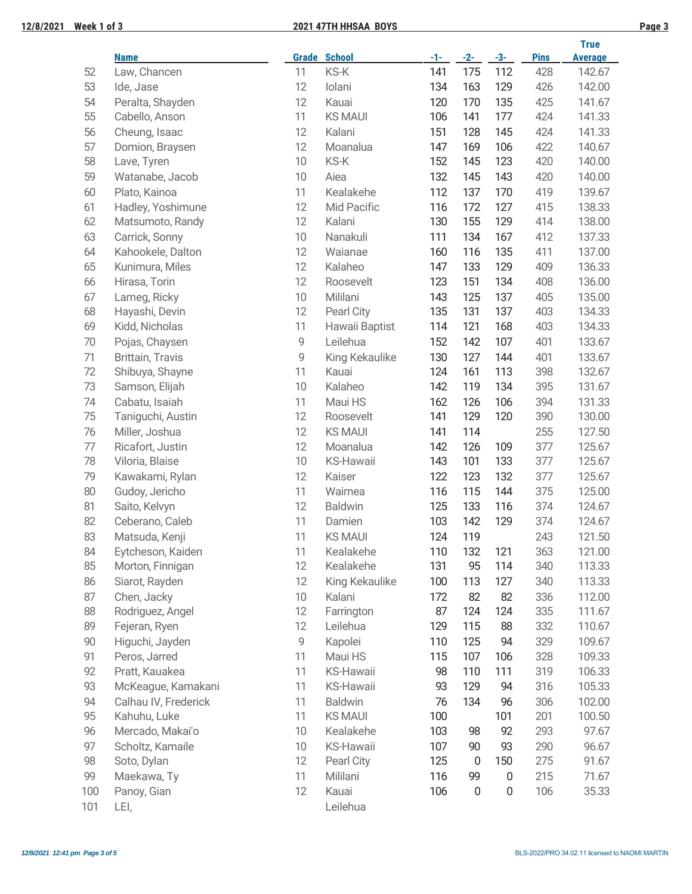| | Name | Grade | School | -1- | -2- | -3- | Pins | True Average |
|---|---|---|---|---|---|---|---|---|
| 52 | Law, Chancen | 11 | KS-K | 141 | 175 | 112 | 428 | 142.67 |
| 53 | Ide, Jase | 12 | Iolani | 134 | 163 | 129 | 426 | 142.00 |
| 54 | Peralta, Shayden | 12 | Kauai | 120 | 170 | 135 | 425 | 141.67 |
| 55 | Cabello, Anson | 11 | KS MAUI | 106 | 141 | 177 | 424 | 141.33 |
| 56 | Cheung, Isaac | 12 | Kalani | 151 | 128 | 145 | 424 | 141.33 |
| 57 | Domion, Braysen | 12 | Moanalua | 147 | 169 | 106 | 422 | 140.67 |
| 58 | Lave, Tyren | 10 | KS-K | 152 | 145 | 123 | 420 | 140.00 |
| 59 | Watanabe, Jacob | 10 | Aiea | 132 | 145 | 143 | 420 | 140.00 |
| 60 | Plato, Kainoa | 11 | Kealakehe | 112 | 137 | 170 | 419 | 139.67 |
| 61 | Hadley, Yoshimune | 12 | Mid Pacific | 116 | 172 | 127 | 415 | 138.33 |
| 62 | Matsumoto, Randy | 12 | Kalani | 130 | 155 | 129 | 414 | 138.00 |
| 63 | Carrick, Sonny | 10 | Nanakuli | 111 | 134 | 167 | 412 | 137.33 |
| 64 | Kahookele, Dalton | 12 | Waianae | 160 | 116 | 135 | 411 | 137.00 |
| 65 | Kunimura, Miles | 12 | Kalaheo | 147 | 133 | 129 | 409 | 136.33 |
| 66 | Hirasa, Torin | 12 | Roosevelt | 123 | 151 | 134 | 408 | 136.00 |
| 67 | Lameg, Ricky | 10 | Mililani | 143 | 125 | 137 | 405 | 135.00 |
| 68 | Hayashi, Devin | 12 | Pearl City | 135 | 131 | 137 | 403 | 134.33 |
| 69 | Kidd, Nicholas | 11 | Hawaii Baptist | 114 | 121 | 168 | 403 | 134.33 |
| 70 | Pojas, Chaysen | 9 | Leilehua | 152 | 142 | 107 | 401 | 133.67 |
| 71 | Brittain, Travis | 9 | King Kekaulike | 130 | 127 | 144 | 401 | 133.67 |
| 72 | Shibuya, Shayne | 11 | Kauai | 124 | 161 | 113 | 398 | 132.67 |
| 73 | Samson, Elijah | 10 | Kalaheo | 142 | 119 | 134 | 395 | 131.67 |
| 74 | Cabatu, Isaiah | 11 | Maui HS | 162 | 126 | 106 | 394 | 131.33 |
| 75 | Taniguchi, Austin | 12 | Roosevelt | 141 | 129 | 120 | 390 | 130.00 |
| 76 | Miller, Joshua | 12 | KS MAUI | 141 | 114 | | 255 | 127.50 |
| 77 | Ricafort, Justin | 12 | Moanalua | 142 | 126 | 109 | 377 | 125.67 |
| 78 | Viloria, Blaise | 10 | KS-Hawaii | 143 | 101 | 133 | 377 | 125.67 |
| 79 | Kawakami, Rylan | 12 | Kaiser | 122 | 123 | 132 | 377 | 125.67 |
| 80 | Gudoy, Jericho | 11 | Waimea | 116 | 115 | 144 | 375 | 125.00 |
| 81 | Saito, Kelvyn | 12 | Baldwin | 125 | 133 | 116 | 374 | 124.67 |
| 82 | Ceberano, Caleb | 11 | Damien | 103 | 142 | 129 | 374 | 124.67 |
| 83 | Matsuda, Kenji | 11 | KS MAUI | 124 | 119 | | 243 | 121.50 |
| 84 | Eytcheson, Kaiden | 11 | Kealakehe | 110 | 132 | 121 | 363 | 121.00 |
| 85 | Morton, Finnigan | 12 | Kealakehe | 131 | 95 | 114 | 340 | 113.33 |
| 86 | Siarot, Rayden | 12 | King Kekaulike | 100 | 113 | 127 | 340 | 113.33 |
| 87 | Chen, Jacky | 10 | Kalani | 172 | 82 | 82 | 336 | 112.00 |
| 88 | Rodriguez, Angel | 12 | Farrington | 87 | 124 | 124 | 335 | 111.67 |
| 89 | Fejeran, Ryen | 12 | Leilehua | 129 | 115 | 88 | 332 | 110.67 |
| 90 | Higuchi, Jayden | 9 | Kapolei | 110 | 125 | 94 | 329 | 109.67 |
| 91 | Peros, Jarred | 11 | Maui HS | 115 | 107 | 106 | 328 | 109.33 |
| 92 | Pratt, Kauakea | 11 | KS-Hawaii | 98 | 110 | 111 | 319 | 106.33 |
| 93 | McKeague, Kamakani | 11 | KS-Hawaii | 93 | 129 | 94 | 316 | 105.33 |
| 94 | Calhau IV, Frederick | 11 | Baldwin | 76 | 134 | 96 | 306 | 102.00 |
| 95 | Kahuhu, Luke | 11 | KS MAUI | 100 | | 101 | 201 | 100.50 |
| 96 | Mercado, Makai'o | 10 | Kealakehe | 103 | 98 | 92 | 293 | 97.67 |
| 97 | Scholtz, Kamaile | 10 | KS-Hawaii | 107 | 90 | 93 | 290 | 96.67 |
| 98 | Soto, Dylan | 12 | Pearl City | 125 | 0 | 150 | 275 | 91.67 |
| 99 | Maekawa, Ty | 11 | Mililani | 116 | 99 | 0 | 215 | 71.67 |
| 100 | Panoy, Gian | 12 | Kauai | 106 | 0 | 0 | 106 | 35.33 |
| 101 | LEI, | | Leilehua | | | | | |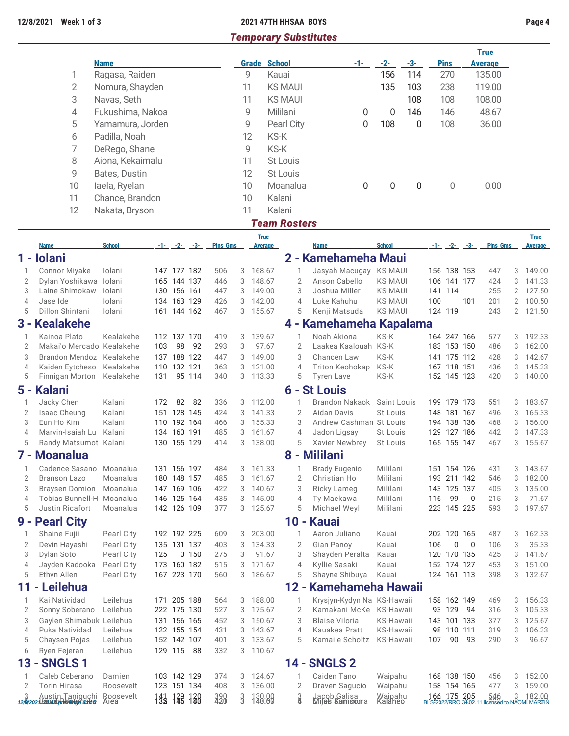## Temporary Substitutes

| | Name | Grade | School | -1- | -2- | -3- | Pins | True Average |
|---|---|---|---|---|---|---|---|---|
| 1 | Ragasa, Raiden | 9 | Kauai | | 156 | 114 | 270 | 135.00 |
| 2 | Nomura, Shayden | 11 | KS MAUI | | 135 | 103 | 238 | 119.00 |
| 3 | Navas, Seth | 11 | KS MAUI | | | 108 | 108 | 108.00 |
| 4 | Fukushima, Nakoa | 9 | Mililani | 0 | 0 | 146 | 146 | 48.67 |
| 5 | Yamamura, Jorden | 9 | Pearl City | 0 | 108 | 0 | 108 | 36.00 |
| 6 | Padilla, Noah | 12 | KS-K | | | | | |
| 7 | DeRego, Shane | 9 | KS-K | | | | | |
| 8 | Aiona, Kekaimalu | 11 | St Louis | | | | | |
| 9 | Bates, Dustin | 12 | St Louis | | | | | |
| 10 | Iaela, Ryelan | 10 | Moanalua | 0 | 0 | 0 | 0 | 0.00 |
| 11 | Chance, Brandon | 10 | Kalani | | | | | |
| 12 | Nakata, Bryson | 11 | Kalani | | | | | |

## Team Rosters

### 1 - Iolani

| | Name | School | -1- | -2- | -3- | Pins | Gms | True Average |
|---|---|---|---|---|---|---|---|---|
| 1 | Connor Miyake | Iolani | 147 | 177 | 182 | 506 | 3 | 168.67 |
| 2 | Dylan Yoshikawa | Iolani | 165 | 144 | 137 | 446 | 3 | 148.67 |
| 3 | Laine Shimokaw | Iolani | 130 | 156 | 161 | 447 | 3 | 149.00 |
| 4 | Jase Ide | Iolani | 134 | 163 | 129 | 426 | 3 | 142.00 |
| 5 | Dillon Shintani | Iolani | 161 | 144 | 162 | 467 | 3 | 155.67 |

### 2 - Kamehameha Maui

| | Name | School | -1- | -2- | -3- | Pins | Gms | True Average |
|---|---|---|---|---|---|---|---|---|
| 1 | Jasyah Macugay | KS MAUI | 156 | 138 | 153 | 447 | 3 | 149.00 |
| 2 | Anson Cabello | KS MAUI | 106 | 141 | 177 | 424 | 3 | 141.33 |
| 3 | Joshua Miller | KS MAUI | 141 | 114 | | 255 | 2 | 127.50 |
| 4 | Luke Kahuhu | KS MAUI | 100 | | 101 | 201 | 2 | 100.50 |
| 5 | Kenji Matsuda | KS MAUI | 124 | 119 | | 243 | 2 | 121.50 |

### 3 - Kealakehe

| | Name | School | -1- | -2- | -3- | Pins | Gms | True Average |
|---|---|---|---|---|---|---|---|---|
| 1 | Kainoa Plato | Kealakehe | 112 | 137 | 170 | 419 | 3 | 139.67 |
| 2 | Makai'o Mercado | Kealakehe | 103 | 98 | 92 | 293 | 3 | 97.67 |
| 3 | Brandon Mendoz | Kealakehe | 137 | 188 | 122 | 447 | 3 | 149.00 |
| 4 | Kaiden Eytcheso | Kealakehe | 110 | 132 | 121 | 363 | 3 | 121.00 |
| 5 | Finnigan Morton | Kealakehe | 131 | 95 | 114 | 340 | 3 | 113.33 |

### 4 - Kamehameha Kapalama

| | Name | School | -1- | -2- | -3- | Pins | Gms | True Average |
|---|---|---|---|---|---|---|---|---|
| 1 | Noah Akiona | KS-K | 164 | 247 | 166 | 577 | 3 | 192.33 |
| 2 | Laakea Kaalouah | KS-K | 183 | 153 | 150 | 486 | 3 | 162.00 |
| 3 | Chancen Law | KS-K | 141 | 175 | 112 | 428 | 3 | 142.67 |
| 4 | Triton Keohokap | KS-K | 167 | 118 | 151 | 436 | 3 | 145.33 |
| 5 | Tyren Lave | KS-K | 152 | 145 | 123 | 420 | 3 | 140.00 |

### 5 - Kalani

| | Name | School | -1- | -2- | -3- | Pins | Gms | True Average |
|---|---|---|---|---|---|---|---|---|
| 1 | Jacky Chen | Kalani | 172 | 82 | 82 | 336 | 3 | 112.00 |
| 2 | Isaac Cheung | Kalani | 151 | 128 | 145 | 424 | 3 | 141.33 |
| 3 | Eun Ho Kim | Kalani | 110 | 192 | 164 | 466 | 3 | 155.33 |
| 4 | Marvin-Isaiah Lu | Kalani | 134 | 160 | 191 | 485 | 3 | 161.67 |
| 5 | Randy Matsumot | Kalani | 130 | 155 | 129 | 414 | 3 | 138.00 |

### 6 - St Louis

| | Name | School | -1- | -2- | -3- | Pins | Gms | True Average |
|---|---|---|---|---|---|---|---|---|
| 1 | Brandon Nakaok | Saint Louis | 199 | 179 | 173 | 551 | 3 | 183.67 |
| 2 | Aidan Davis | St Louis | 148 | 181 | 167 | 496 | 3 | 165.33 |
| 3 | Andrew Cashman | St Louis | 194 | 138 | 136 | 468 | 3 | 156.00 |
| 4 | Jadon Ligsay | St Louis | 129 | 127 | 186 | 442 | 3 | 147.33 |
| 5 | Xavier Newbrey | St Louis | 165 | 155 | 147 | 467 | 3 | 155.67 |

### 7 - Moanalua

| | Name | School | -1- | -2- | -3- | Pins | Gms | True Average |
|---|---|---|---|---|---|---|---|---|
| 1 | Cadence Sasano | Moanalua | 131 | 156 | 197 | 484 | 3 | 161.33 |
| 2 | Branson Lazo | Moanalua | 180 | 148 | 157 | 485 | 3 | 161.67 |
| 3 | Braysen Domion | Moanalua | 147 | 169 | 106 | 422 | 3 | 140.67 |
| 4 | Tobias Bunnell-H | Moanalua | 146 | 125 | 164 | 435 | 3 | 145.00 |
| 5 | Justin Ricafort | Moanalua | 142 | 126 | 109 | 377 | 3 | 125.67 |

### 8 - Mililani

| | Name | School | -1- | -2- | -3- | Pins | Gms | True Average |
|---|---|---|---|---|---|---|---|---|
| 1 | Brady Eugenio | Mililani | 151 | 154 | 126 | 431 | 3 | 143.67 |
| 2 | Christian Ho | Mililani | 193 | 211 | 142 | 546 | 3 | 182.00 |
| 3 | Ricky Lameg | Mililani | 143 | 125 | 137 | 405 | 3 | 135.00 |
| 4 | Ty Maekawa | Mililani | 116 | 99 | 0 | 215 | 3 | 71.67 |
| 5 | Michael Weyl | Mililani | 223 | 145 | 225 | 593 | 3 | 197.67 |

### 9 - Pearl City

| | Name | School | -1- | -2- | -3- | Pins | Gms | True Average |
|---|---|---|---|---|---|---|---|---|
| 1 | Shaine Fujii | Pearl City | 192 | 192 | 225 | 609 | 3 | 203.00 |
| 2 | Devin Hayashi | Pearl City | 135 | 131 | 137 | 403 | 3 | 134.33 |
| 3 | Dylan Soto | Pearl City | 125 | 0 | 150 | 275 | 3 | 91.67 |
| 4 | Jayden Kadooka | Pearl City | 173 | 160 | 182 | 515 | 3 | 171.67 |
| 5 | Ethyn Allen | Pearl City | 167 | 223 | 170 | 560 | 3 | 186.67 |

### 10 - Kauai

| | Name | School | -1- | -2- | -3- | Pins | Gms | True Average |
|---|---|---|---|---|---|---|---|---|
| 1 | Aaron Juliano | Kauai | 202 | 120 | 165 | 487 | 3 | 162.33 |
| 2 | Gian Panoy | Kauai | 106 | 0 | 0 | 106 | 3 | 35.33 |
| 3 | Shayden Peralta | Kauai | 120 | 170 | 135 | 425 | 3 | 141.67 |
| 4 | Kyllie Sasaki | Kauai | 152 | 174 | 127 | 453 | 3 | 151.00 |
| 5 | Shayne Shibuya | Kauai | 124 | 161 | 113 | 398 | 3 | 132.67 |

### 11 - Leilehua

| | Name | School | -1- | -2- | -3- | Pins | Gms | True Average |
|---|---|---|---|---|---|---|---|---|
| 1 | Kai Natividad | Leilehua | 171 | 205 | 188 | 564 | 3 | 188.00 |
| 2 | Sonny Soberano | Leilehua | 222 | 175 | 130 | 527 | 3 | 175.67 |
| 3 | Gaylen Shimabuk | Leilehua | 131 | 156 | 165 | 452 | 3 | 150.67 |
| 4 | Puka Natividad | Leilehua | 122 | 155 | 154 | 431 | 3 | 143.67 |
| 5 | Chaysen Pojas | Leilehua | 152 | 142 | 107 | 401 | 3 | 133.67 |
| 6 | Ryen Fejeran | Leilehua | 129 | 115 | 88 | 332 | 3 | 110.67 |

### 12 - Kamehameha Hawaii

| | Name | School | -1- | -2- | -3- | Pins | Gms | True Average |
|---|---|---|---|---|---|---|---|---|
| 1 | Krysjyn-Kydyn Na | KS-Hawaii | 158 | 162 | 149 | 469 | 3 | 156.33 |
| 2 | Kamakani McKe | KS-Hawaii | 93 | 129 | 94 | 316 | 3 | 105.33 |
| 3 | Blaise Viloria | KS-Hawaii | 143 | 101 | 133 | 377 | 3 | 125.67 |
| 4 | Kauakea Pratt | KS-Hawaii | 98 | 110 | 111 | 319 | 3 | 106.33 |
| 5 | Kamaile Scholtz | KS-Hawaii | 107 | 90 | 93 | 290 | 3 | 96.67 |

### 13 - SNGLS 1

| | Name | School | -1- | -2- | -3- | Pins | Gms | True Average |
|---|---|---|---|---|---|---|---|---|
| 1 | Caleb Ceberano | Damien | 103 | 142 | 129 | 374 | 3 | 124.67 |
| 2 | Torin Hirasa | Roosevelt | 123 | 151 | 134 | 408 | 3 | 136.00 |
| 3 | Austin Taniguchi | Roosevelt | 141 | 129 | 120 | 390 | 3 | 130.00 |

### 14 - SNGLS 2

| | Name | School | -1- | -2- | -3- | Pins | Gms | True Average |
|---|---|---|---|---|---|---|---|---|
| 1 | Caiden Tano | Waipahu | 168 | 138 | 150 | 456 | 3 | 152.00 |
| 2 | Draven Sagucio | Waipahu | 158 | 154 | 165 | 477 | 3 | 159.00 |
| 3 | Jacob Galisa | Waipahu | 166 | 175 | 205 | 546 | 3 | 182.00 |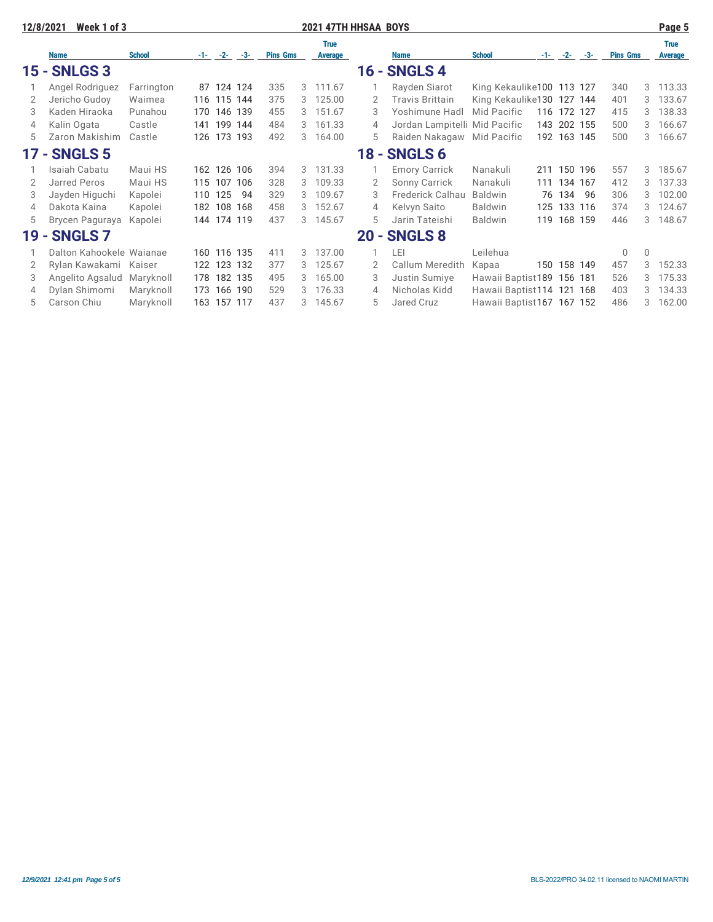## 15 - SNLGS 3

| | Name | School | -1- | -2- | -3- | Pins | Gms | True Average |
|---|---|---|---|---|---|---|---|---|
| 1 | Angel Rodriguez | Farrington | 87 | 124 | 124 | 335 | 3 | 111.67 |
| 2 | Jericho Gudoy | Waimea | 116 | 115 | 144 | 375 | 3 | 125.00 |
| 3 | Kaden Hiraoka | Punahou | 170 | 146 | 139 | 455 | 3 | 151.67 |
| 4 | Kalin Ogata | Castle | 141 | 199 | 144 | 484 | 3 | 161.33 |
| 5 | Zaron Makishim | Castle | 126 | 173 | 193 | 492 | 3 | 164.00 |

## 16 - SNGLS 4

| | Name | School | -1- | -2- | -3- | Pins | Gms | True Average |
|---|---|---|---|---|---|---|---|---|
| 1 | Rayden Siarot | King Kekaulike | 100 | 113 | 127 | 340 | 3 | 113.33 |
| 2 | Travis Brittain | King Kekaulike | 130 | 127 | 144 | 401 | 3 | 133.67 |
| 3 | Yoshimune Hadl | Mid Pacific | 116 | 172 | 127 | 415 | 3 | 138.33 |
| 4 | Jordan Lampitelli | Mid Pacific | 143 | 202 | 155 | 500 | 3 | 166.67 |
| 5 | Raiden Nakagaw | Mid Pacific | 192 | 163 | 145 | 500 | 3 | 166.67 |

## 17 - SNGLS 5

| | Name | School | -1- | -2- | -3- | Pins | Gms | True Average |
|---|---|---|---|---|---|---|---|---|
| 1 | Isaiah Cabatu | Maui HS | 162 | 126 | 106 | 394 | 3 | 131.33 |
| 2 | Jarred Peros | Maui HS | 115 | 107 | 106 | 328 | 3 | 109.33 |
| 3 | Jayden Higuchi | Kapolei | 110 | 125 | 94 | 329 | 3 | 109.67 |
| 4 | Dakota Kaina | Kapolei | 182 | 108 | 168 | 458 | 3 | 152.67 |
| 5 | Brycen Paguraya | Kapolei | 144 | 174 | 119 | 437 | 3 | 145.67 |

## 18 - SNGLS 6

| | Name | School | -1- | -2- | -3- | Pins | Gms | True Average |
|---|---|---|---|---|---|---|---|---|
| 1 | Emory Carrick | Nanakuli | 211 | 150 | 196 | 557 | 3 | 185.67 |
| 2 | Sonny Carrick | Nanakuli | 111 | 134 | 167 | 412 | 3 | 137.33 |
| 3 | Frederick Calhau | Baldwin | 76 | 134 | 96 | 306 | 3 | 102.00 |
| 4 | Kelvyn Saito | Baldwin | 125 | 133 | 116 | 374 | 3 | 124.67 |
| 5 | Jarin Tateishi | Baldwin | 119 | 168 | 159 | 446 | 3 | 148.67 |

## 19 - SNGLS 7

| | Name | School | -1- | -2- | -3- | Pins | Gms | True Average |
|---|---|---|---|---|---|---|---|---|
| 1 | Dalton Kahookele | Waianae | 160 | 116 | 135 | 411 | 3 | 137.00 |
| 2 | Rylan Kawakami | Kaiser | 122 | 123 | 132 | 377 | 3 | 125.67 |
| 3 | Angelito Agsalud | Maryknoll | 178 | 182 | 135 | 495 | 3 | 165.00 |
| 4 | Dylan Shimomi | Maryknoll | 173 | 166 | 190 | 529 | 3 | 176.33 |
| 5 | Carson Chiu | Maryknoll | 163 | 157 | 117 | 437 | 3 | 145.67 |

## 20 - SNGLS 8

| | Name | School | -1- | -2- | -3- | Pins | Gms | True Average |
|---|---|---|---|---|---|---|---|---|
| 1 | LEI | Leilehua | | | | 0 | 0 | |
| 2 | Callum Meredith | Kapaa | 150 | 158 | 149 | 457 | 3 | 152.33 |
| 3 | Justin Sumiye | Hawaii Baptist | 189 | 156 | 181 | 526 | 3 | 175.33 |
| 4 | Nicholas Kidd | Hawaii Baptist | 114 | 121 | 168 | 403 | 3 | 134.33 |
| 5 | Jared Cruz | Hawaii Baptist | 167 | 167 | 152 | 486 | 3 | 162.00 |